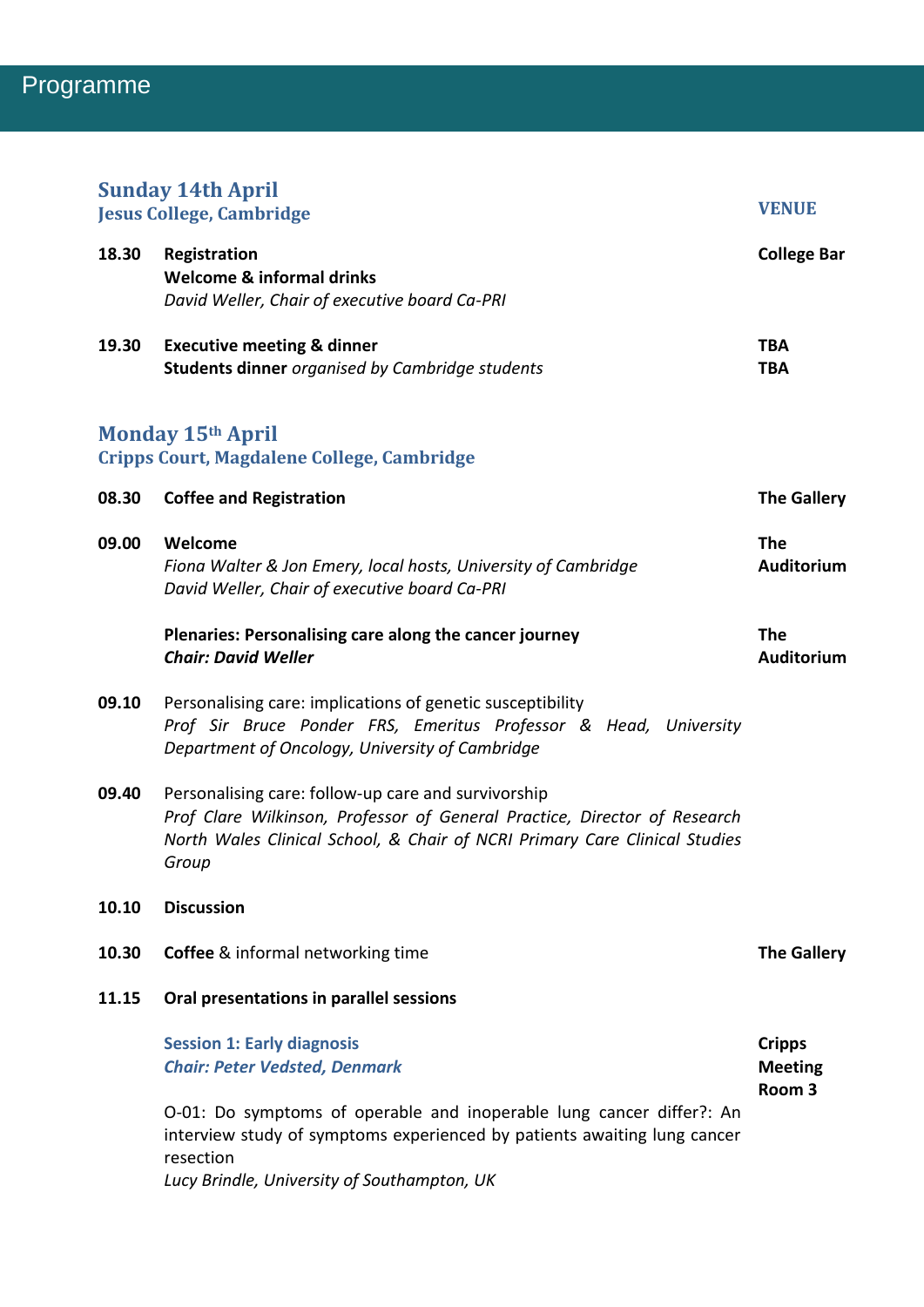# Programme

## Sunday 14th April
### Jesus College, Cambridge

| Time | Event | VENUE |
|---|---|---|
| 18.30 | **Registration**<br>**Welcome & informal drinks**<br>*David Weller, Chair of executive board Ca-PRI* | **College Bar** |
| 19.30 | **Executive meeting & dinner**<br>**Students dinner** *organised by Cambridge students* | **TBA**<br>**TBA** |

## Monday 15th April
### Cripps Court, Magdalene College, Cambridge

| Time | Event | VENUE |
|---|---|---|
| 08.30 | **Coffee and Registration** | **The Gallery** |
| 09.00 | **Welcome**<br>*Fiona Walter & Jon Emery, local hosts, University of Cambridge*<br>*David Weller, Chair of executive board Ca-PRI* | **The Auditorium** |
| | **Plenaries: Personalising care along the cancer journey**<br>***Chair: David Weller*** | **The Auditorium** |
| 09.10 | Personalising care: implications of genetic susceptibility<br>*Prof Sir Bruce Ponder FRS, Emeritus Professor & Head, University Department of Oncology, University of Cambridge* | |
| 09.40 | Personalising care: follow-up care and survivorship<br>*Prof Clare Wilkinson, Professor of General Practice, Director of Research North Wales Clinical School, & Chair of NCRI Primary Care Clinical Studies Group* | |
| 10.10 | **Discussion** | |
| 10.30 | **Coffee** & informal networking time | **The Gallery** |
| 11.15 | **Oral presentations in parallel sessions** | |
| | **Session 1: Early diagnosis**<br>***Chair: Peter Vedsted, Denmark*** | **Cripps Meeting Room 3** |
| | O-01: Do symptoms of operable and inoperable lung cancer differ?: An interview study of symptoms experienced by patients awaiting lung cancer resection<br>*Lucy Brindle, University of Southampton, UK* | |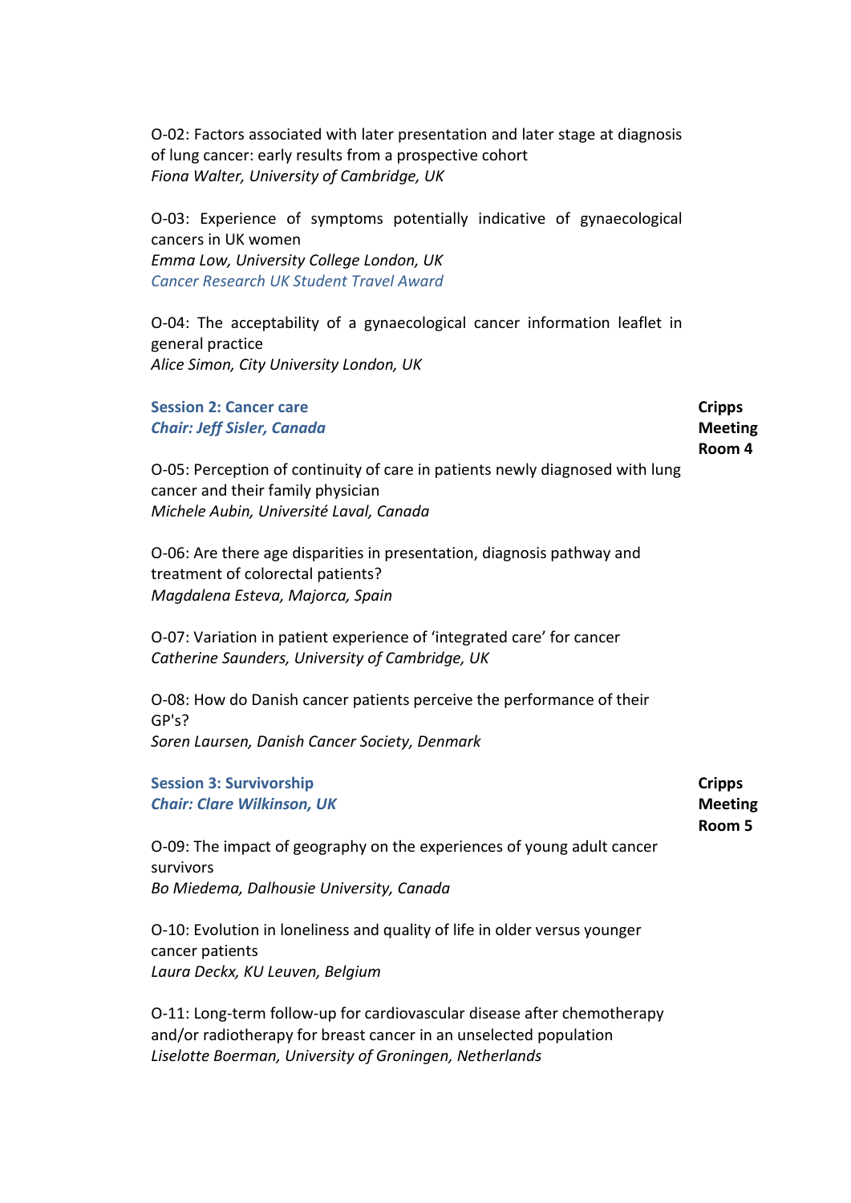O-02: Factors associated with later presentation and later stage at diagnosis of lung cancer: early results from a prospective cohort
*Fiona Walter, University of Cambridge, UK*

O-03: Experience of symptoms potentially indicative of gynaecological cancers in UK women
*Emma Low, University College London, UK*
*Cancer Research UK Student Travel Award*

O-04: The acceptability of a gynaecological cancer information leaflet in general practice
*Alice Simon, City University London, UK*

**Session 2: Cancer care**
***Chair: Jeff Sisler, Canada***

**Cripps Meeting Room 4**

O-05: Perception of continuity of care in patients newly diagnosed with lung cancer and their family physician
*Michele Aubin, Université Laval, Canada*

O-06: Are there age disparities in presentation, diagnosis pathway and treatment of colorectal patients?
*Magdalena Esteva, Majorca, Spain*

O-07: Variation in patient experience of 'integrated care' for cancer
*Catherine Saunders, University of Cambridge, UK*

O-08: How do Danish cancer patients perceive the performance of their GP's?
*Soren Laursen, Danish Cancer Society, Denmark*

**Session 3: Survivorship**
***Chair: Clare Wilkinson, UK***

**Cripps Meeting Room 5**

O-09: The impact of geography on the experiences of young adult cancer survivors
*Bo Miedema, Dalhousie University, Canada*

O-10: Evolution in loneliness and quality of life in older versus younger cancer patients
*Laura Deckx, KU Leuven, Belgium*

O-11: Long-term follow-up for cardiovascular disease after chemotherapy and/or radiotherapy for breast cancer in an unselected population
*Liselotte Boerman, University of Groningen, Netherlands*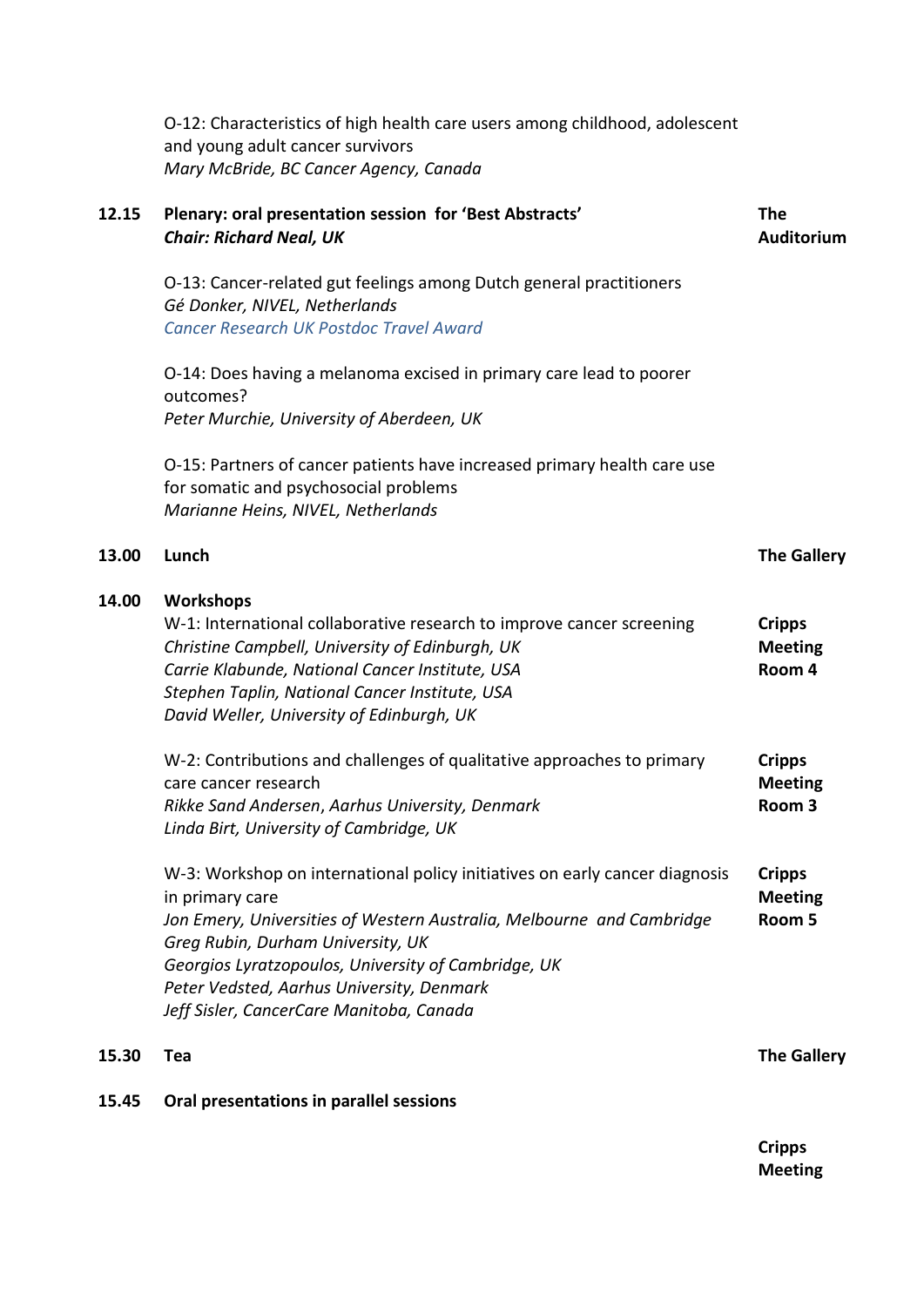O-12: Characteristics of high health care users among childhood, adolescent and young adult cancer survivors
*Mary McBride, BC Cancer Agency, Canada*

**12.15** **Plenary: oral presentation session for 'Best Abstracts'** — **The Auditorium**
***Chair: Richard Neal, UK***

O-13: Cancer-related gut feelings among Dutch general practitioners
*Gé Donker, NIVEL, Netherlands*
*Cancer Research UK Postdoc Travel Award*

O-14: Does having a melanoma excised in primary care lead to poorer outcomes?
*Peter Murchie, University of Aberdeen, UK*

O-15: Partners of cancer patients have increased primary health care use for somatic and psychosocial problems
*Marianne Heins, NIVEL, Netherlands*

**13.00** **Lunch** — **The Gallery**

**14.00** **Workshops**

W-1: International collaborative research to improve cancer screening — **Cripps Meeting Room 4**
*Christine Campbell, University of Edinburgh, UK*
*Carrie Klabunde, National Cancer Institute, USA*
*Stephen Taplin, National Cancer Institute, USA*
*David Weller, University of Edinburgh, UK*

W-2: Contributions and challenges of qualitative approaches to primary care cancer research — **Cripps Meeting Room 3**
*Rikke Sand Andersen, Aarhus University, Denmark*
*Linda Birt, University of Cambridge, UK*

W-3: Workshop on international policy initiatives on early cancer diagnosis in primary care — **Cripps Meeting Room 5**
*Jon Emery, Universities of Western Australia, Melbourne and Cambridge*
*Greg Rubin, Durham University, UK*
*Georgios Lyratzopoulos, University of Cambridge, UK*
*Peter Vedsted, Aarhus University, Denmark*
*Jeff Sisler, CancerCare Manitoba, Canada*

**15.30** **Tea** — **The Gallery**

**15.45** **Oral presentations in parallel sessions**

**Cripps Meeting**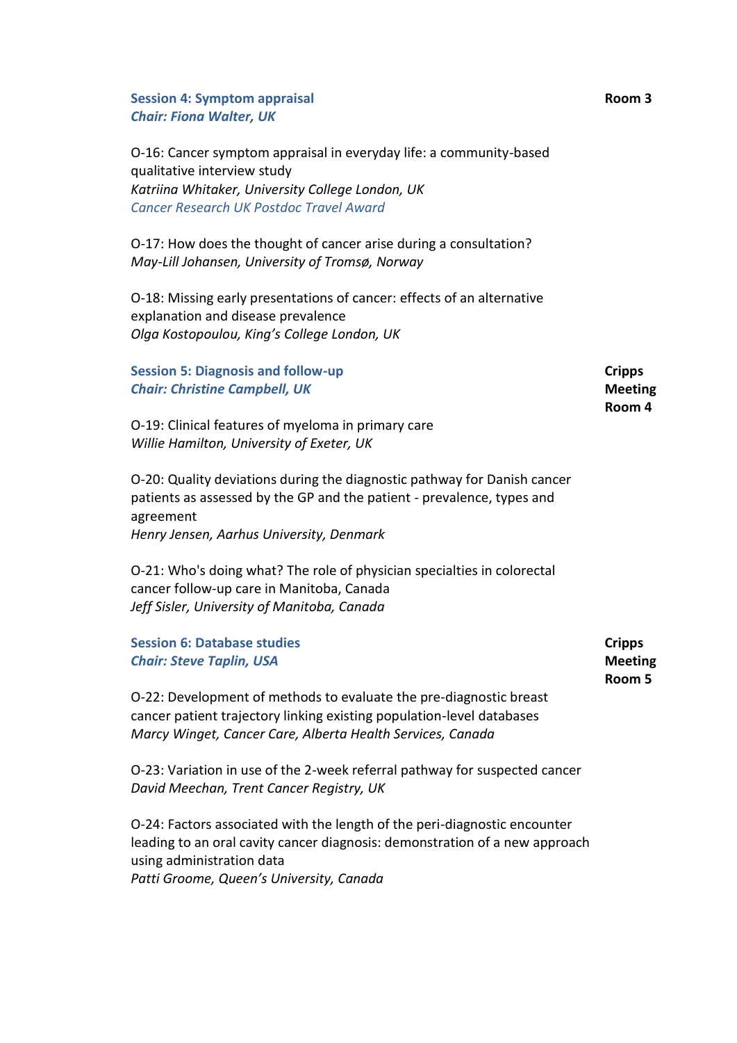### Session 4: Symptom appraisal

***Chair: Fiona Walter, UK***

**Room 3**

O-16: Cancer symptom appraisal in everyday life: a community-based qualitative interview study
*Katriina Whitaker, University College London, UK*
*Cancer Research UK Postdoc Travel Award*

O-17: How does the thought of cancer arise during a consultation?
*May-Lill Johansen, University of Tromsø, Norway*

O-18: Missing early presentations of cancer: effects of an alternative explanation and disease prevalence
*Olga Kostopoulou, King's College London, UK*

### Session 5: Diagnosis and follow-up

***Chair: Christine Campbell, UK***

**Cripps Meeting Room 4**

O-19: Clinical features of myeloma in primary care
*Willie Hamilton, University of Exeter, UK*

O-20: Quality deviations during the diagnostic pathway for Danish cancer patients as assessed by the GP and the patient - prevalence, types and agreement
*Henry Jensen, Aarhus University, Denmark*

O-21: Who's doing what? The role of physician specialties in colorectal cancer follow-up care in Manitoba, Canada
*Jeff Sisler, University of Manitoba, Canada*

### Session 6: Database studies

***Chair: Steve Taplin, USA***

**Cripps Meeting Room 5**

O-22: Development of methods to evaluate the pre-diagnostic breast cancer patient trajectory linking existing population-level databases
*Marcy Winget, Cancer Care, Alberta Health Services, Canada*

O-23: Variation in use of the 2-week referral pathway for suspected cancer
*David Meechan, Trent Cancer Registry, UK*

O-24: Factors associated with the length of the peri-diagnostic encounter leading to an oral cavity cancer diagnosis: demonstration of a new approach using administration data
*Patti Groome, Queen's University, Canada*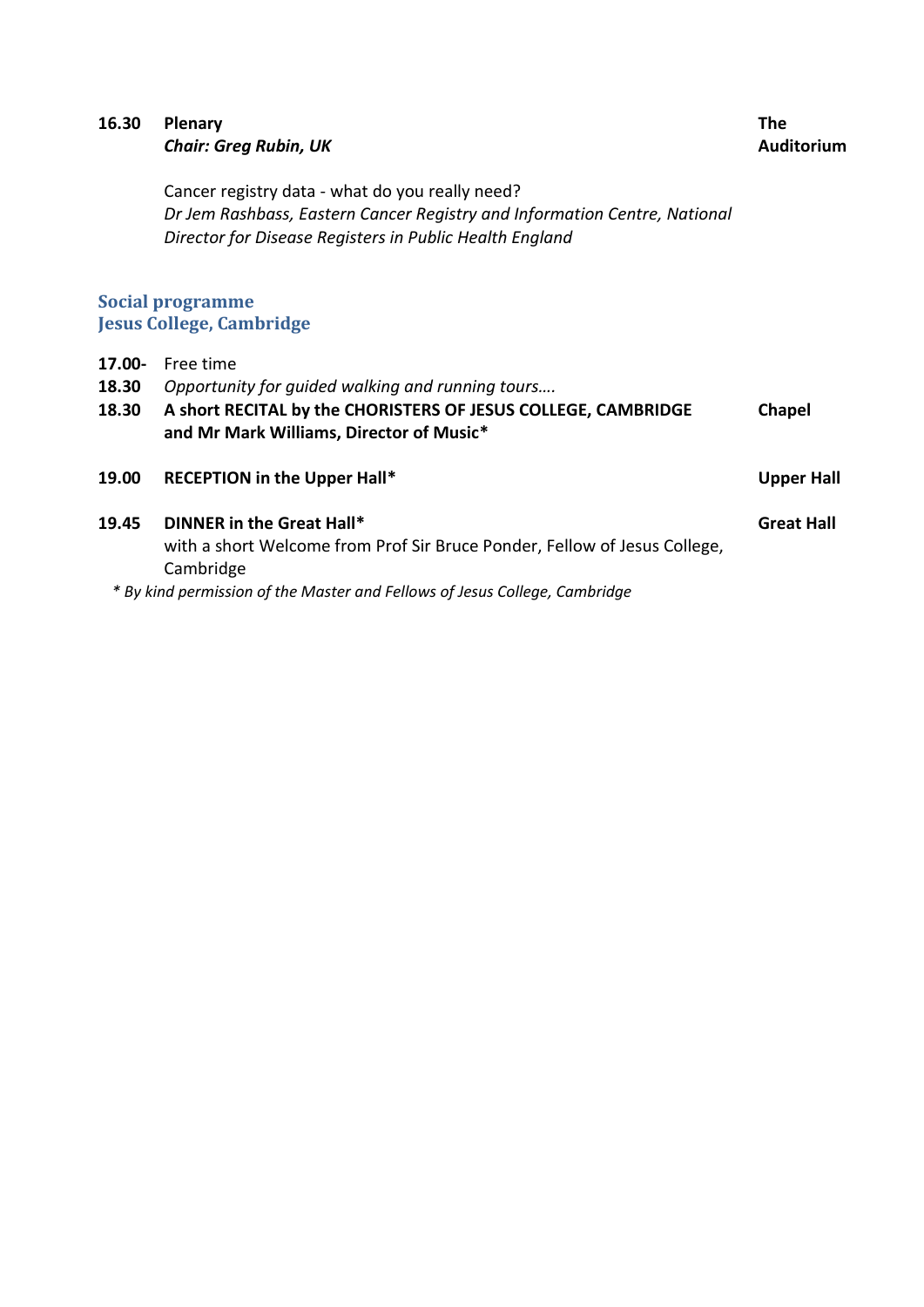**16.30** **Plenary** — **The Auditorium**
***Chair: Greg Rubin, UK***

Cancer registry data - what do you really need?
*Dr Jem Rashbass, Eastern Cancer Registry and Information Centre, National Director for Disease Registers in Public Health England*

## Social programme
## Jesus College, Cambridge

**17.00-18.30** Free time
*Opportunity for guided walking and running tours….*

**18.30** **A short RECITAL by the CHORISTERS OF JESUS COLLEGE, CAMBRIDGE and Mr Mark Williams, Director of Music*** — **Chapel**

**19.00** **RECEPTION in the Upper Hall*** — **Upper Hall**

**19.45** **DINNER in the Great Hall*** — **Great Hall**
with a short Welcome from Prof Sir Bruce Ponder, Fellow of Jesus College, Cambridge

*\* By kind permission of the Master and Fellows of Jesus College, Cambridge*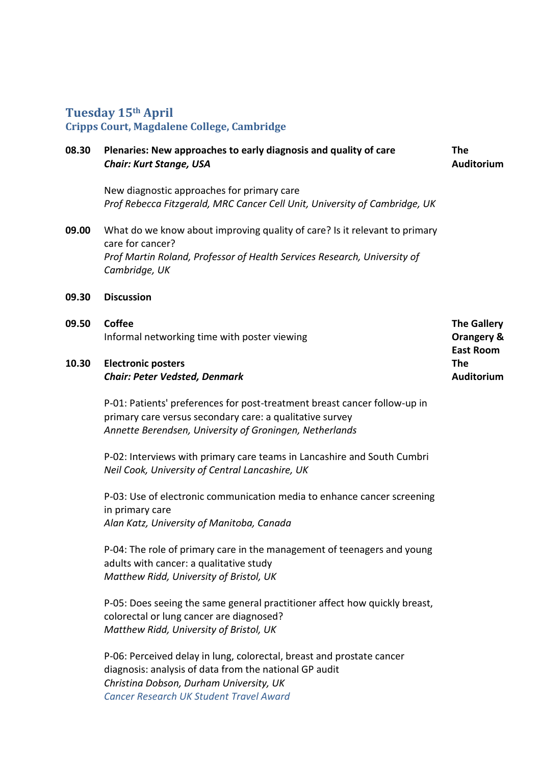## Tuesday 15th April
### Cripps Court, Magdalene College, Cambridge

**08.30** **Plenaries: New approaches to early diagnosis and quality of care** — **The Auditorium**
***Chair: Kurt Stange, USA***

New diagnostic approaches for primary care
*Prof Rebecca Fitzgerald, MRC Cancer Cell Unit, University of Cambridge, UK*

**09.00** What do we know about improving quality of care? Is it relevant to primary care for cancer?
*Prof Martin Roland, Professor of Health Services Research, University of Cambridge, UK*

**09.30** **Discussion**

**09.50** **Coffee** — **The Gallery Orangery & East Room**
Informal networking time with poster viewing

**10.30** **Electronic posters** — **The Auditorium**
***Chair: Peter Vedsted, Denmark***

P-01: Patients' preferences for post-treatment breast cancer follow-up in primary care versus secondary care: a qualitative survey
*Annette Berendsen, University of Groningen, Netherlands*

P-02: Interviews with primary care teams in Lancashire and South Cumbri
*Neil Cook, University of Central Lancashire, UK*

P-03: Use of electronic communication media to enhance cancer screening in primary care
*Alan Katz, University of Manitoba, Canada*

P-04: The role of primary care in the management of teenagers and young adults with cancer: a qualitative study
*Matthew Ridd, University of Bristol, UK*

P-05: Does seeing the same general practitioner affect how quickly breast, colorectal or lung cancer are diagnosed?
*Matthew Ridd, University of Bristol, UK*

P-06: Perceived delay in lung, colorectal, breast and prostate cancer diagnosis: analysis of data from the national GP audit
*Christina Dobson, Durham University, UK*
*Cancer Research UK Student Travel Award*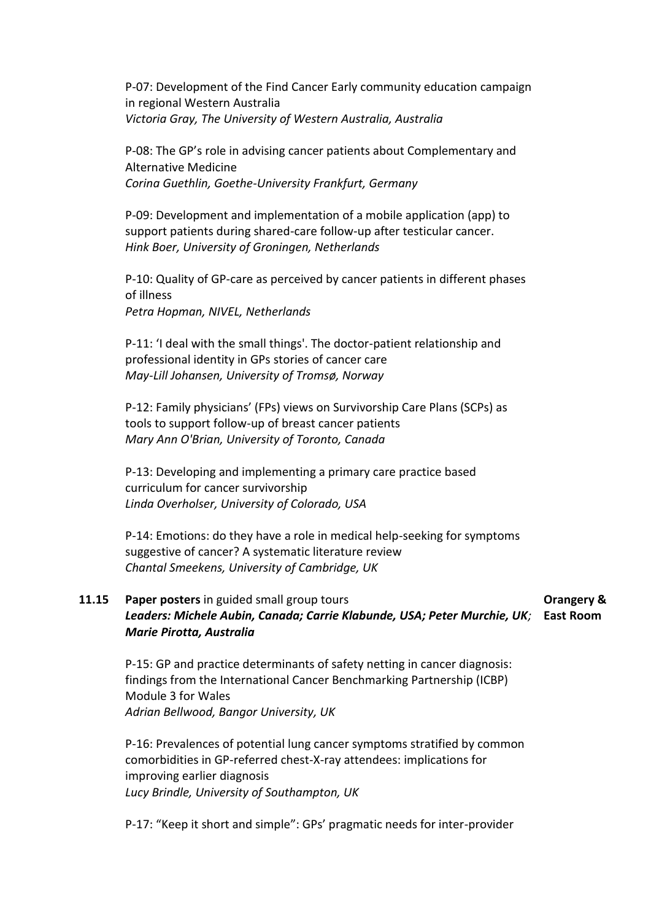P-07: Development of the Find Cancer Early community education campaign in regional Western Australia
*Victoria Gray, The University of Western Australia, Australia*

P-08: The GP's role in advising cancer patients about Complementary and Alternative Medicine
*Corina Guethlin, Goethe-University Frankfurt, Germany*

P-09: Development and implementation of a mobile application (app) to support patients during shared-care follow-up after testicular cancer.
*Hink Boer, University of Groningen, Netherlands*

P-10: Quality of GP-care as perceived by cancer patients in different phases of illness
*Petra Hopman, NIVEL, Netherlands*

P-11: 'I deal with the small things'. The doctor-patient relationship and professional identity in GPs stories of cancer care
*May-Lill Johansen, University of Tromsø, Norway*

P-12: Family physicians' (FPs) views on Survivorship Care Plans (SCPs) as tools to support follow-up of breast cancer patients
*Mary Ann O'Brian, University of Toronto, Canada*

P-13: Developing and implementing a primary care practice based curriculum for cancer survivorship
*Linda Overholser, University of Colorado, USA*

P-14: Emotions: do they have a role in medical help-seeking for symptoms suggestive of cancer? A systematic literature review
*Chantal Smeekens, University of Cambridge, UK*

**11.15** **Paper posters** in guided small group tours — **Orangery & East Room**
***Leaders: Michele Aubin, Canada; Carrie Klabunde, USA; Peter Murchie, UK; Marie Pirotta, Australia***

P-15: GP and practice determinants of safety netting in cancer diagnosis: findings from the International Cancer Benchmarking Partnership (ICBP) Module 3 for Wales
*Adrian Bellwood, Bangor University, UK*

P-16: Prevalences of potential lung cancer symptoms stratified by common comorbidities in GP-referred chest-X-ray attendees: implications for improving earlier diagnosis
*Lucy Brindle, University of Southampton, UK*

P-17: "Keep it short and simple": GPs' pragmatic needs for inter-provider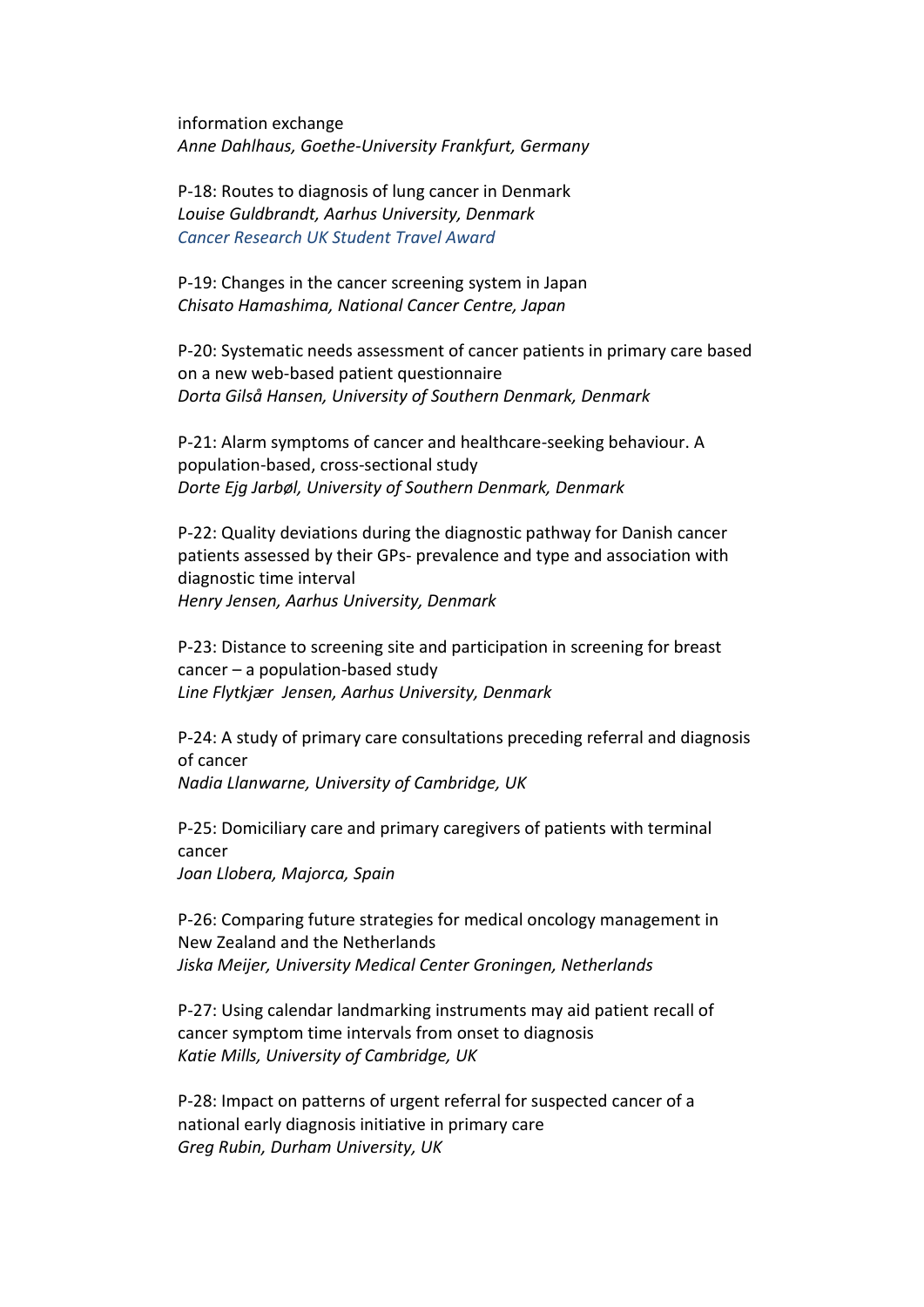information exchange
*Anne Dahlhaus, Goethe-University Frankfurt, Germany*

P-18: Routes to diagnosis of lung cancer in Denmark
*Louise Guldbrandt, Aarhus University, Denmark*
*Cancer Research UK Student Travel Award*

P-19: Changes in the cancer screening system in Japan
*Chisato Hamashima, National Cancer Centre, Japan*

P-20: Systematic needs assessment of cancer patients in primary care based on a new web-based patient questionnaire
*Dorta Gilså Hansen, University of Southern Denmark, Denmark*

P-21: Alarm symptoms of cancer and healthcare-seeking behaviour. A population-based, cross-sectional study
*Dorte Ejg Jarbøl, University of Southern Denmark, Denmark*

P-22: Quality deviations during the diagnostic pathway for Danish cancer patients assessed by their GPs- prevalence and type and association with diagnostic time interval
*Henry Jensen, Aarhus University, Denmark*

P-23: Distance to screening site and participation in screening for breast cancer – a population-based study
*Line Flytkjær Jensen, Aarhus University, Denmark*

P-24: A study of primary care consultations preceding referral and diagnosis of cancer
*Nadia Llanwarne, University of Cambridge, UK*

P-25: Domiciliary care and primary caregivers of patients with terminal cancer
*Joan Llobera, Majorca, Spain*

P-26: Comparing future strategies for medical oncology management in New Zealand and the Netherlands
*Jiska Meijer, University Medical Center Groningen, Netherlands*

P-27: Using calendar landmarking instruments may aid patient recall of cancer symptom time intervals from onset to diagnosis
*Katie Mills, University of Cambridge, UK*

P-28: Impact on patterns of urgent referral for suspected cancer of a national early diagnosis initiative in primary care
*Greg Rubin, Durham University, UK*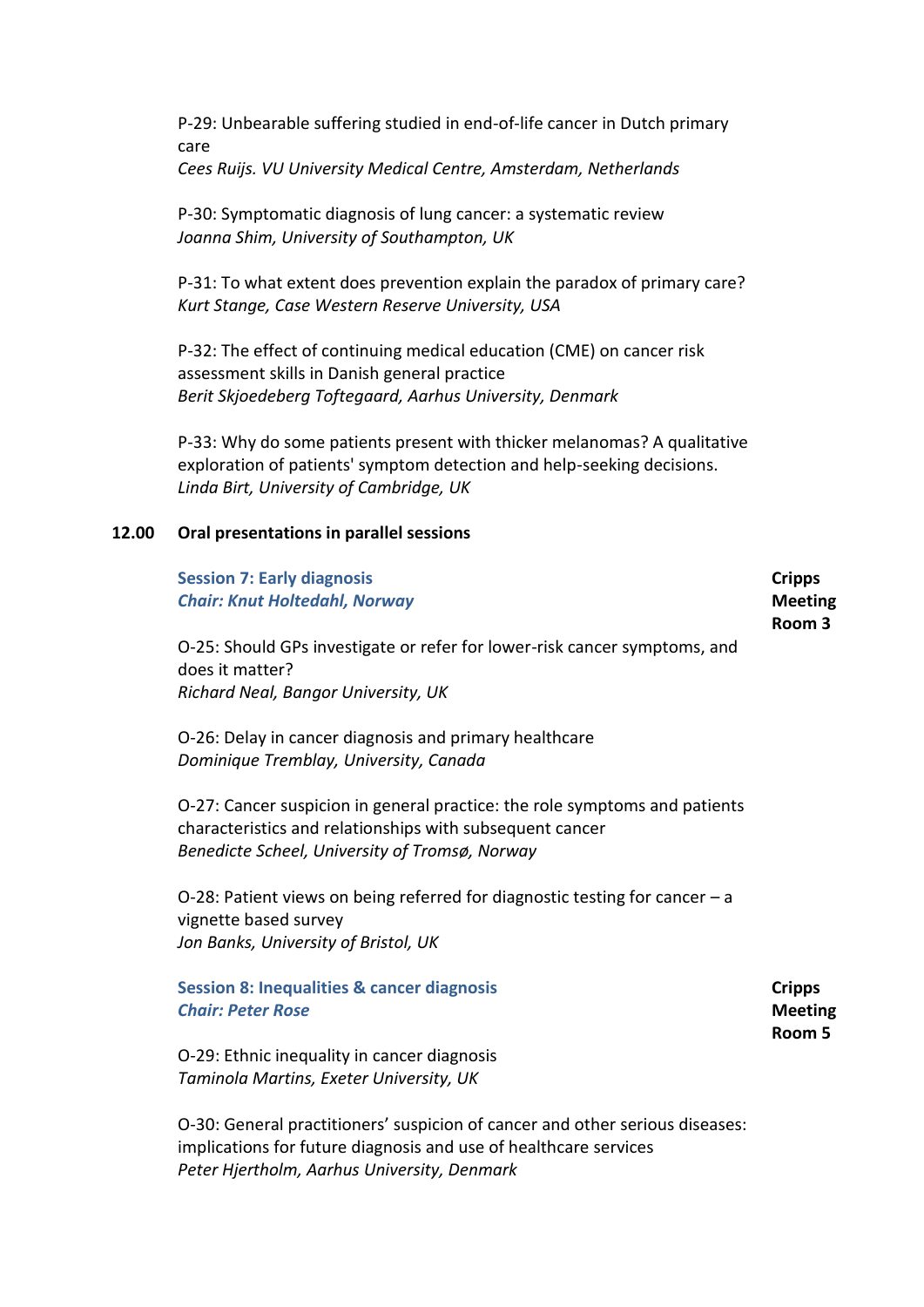P-29: Unbearable suffering studied in end-of-life cancer in Dutch primary care
*Cees Ruijs. VU University Medical Centre, Amsterdam, Netherlands*

P-30: Symptomatic diagnosis of lung cancer: a systematic review
*Joanna Shim, University of Southampton, UK*

P-31: To what extent does prevention explain the paradox of primary care?
*Kurt Stange, Case Western Reserve University, USA*

P-32: The effect of continuing medical education (CME) on cancer risk assessment skills in Danish general practice
*Berit Skjoedeberg Toftegaard, Aarhus University, Denmark*

P-33: Why do some patients present with thicker melanomas? A qualitative exploration of patients' symptom detection and help-seeking decisions.
*Linda Birt, University of Cambridge, UK*

**12.00 Oral presentations in parallel sessions**

**Session 7: Early diagnosis** — **Cripps Meeting Room 3**
***Chair: Knut Holtedahl, Norway***

O-25: Should GPs investigate or refer for lower-risk cancer symptoms, and does it matter?
*Richard Neal, Bangor University, UK*

O-26: Delay in cancer diagnosis and primary healthcare
*Dominique Tremblay, University, Canada*

O-27: Cancer suspicion in general practice: the role symptoms and patients characteristics and relationships with subsequent cancer
*Benedicte Scheel, University of Tromsø, Norway*

O-28: Patient views on being referred for diagnostic testing for cancer – a vignette based survey
*Jon Banks, University of Bristol, UK*

**Session 8: Inequalities & cancer diagnosis** — **Cripps Meeting Room 5**
***Chair: Peter Rose***

O-29: Ethnic inequality in cancer diagnosis
*Taminola Martins, Exeter University, UK*

O-30: General practitioners' suspicion of cancer and other serious diseases: implications for future diagnosis and use of healthcare services
*Peter Hjertholm, Aarhus University, Denmark*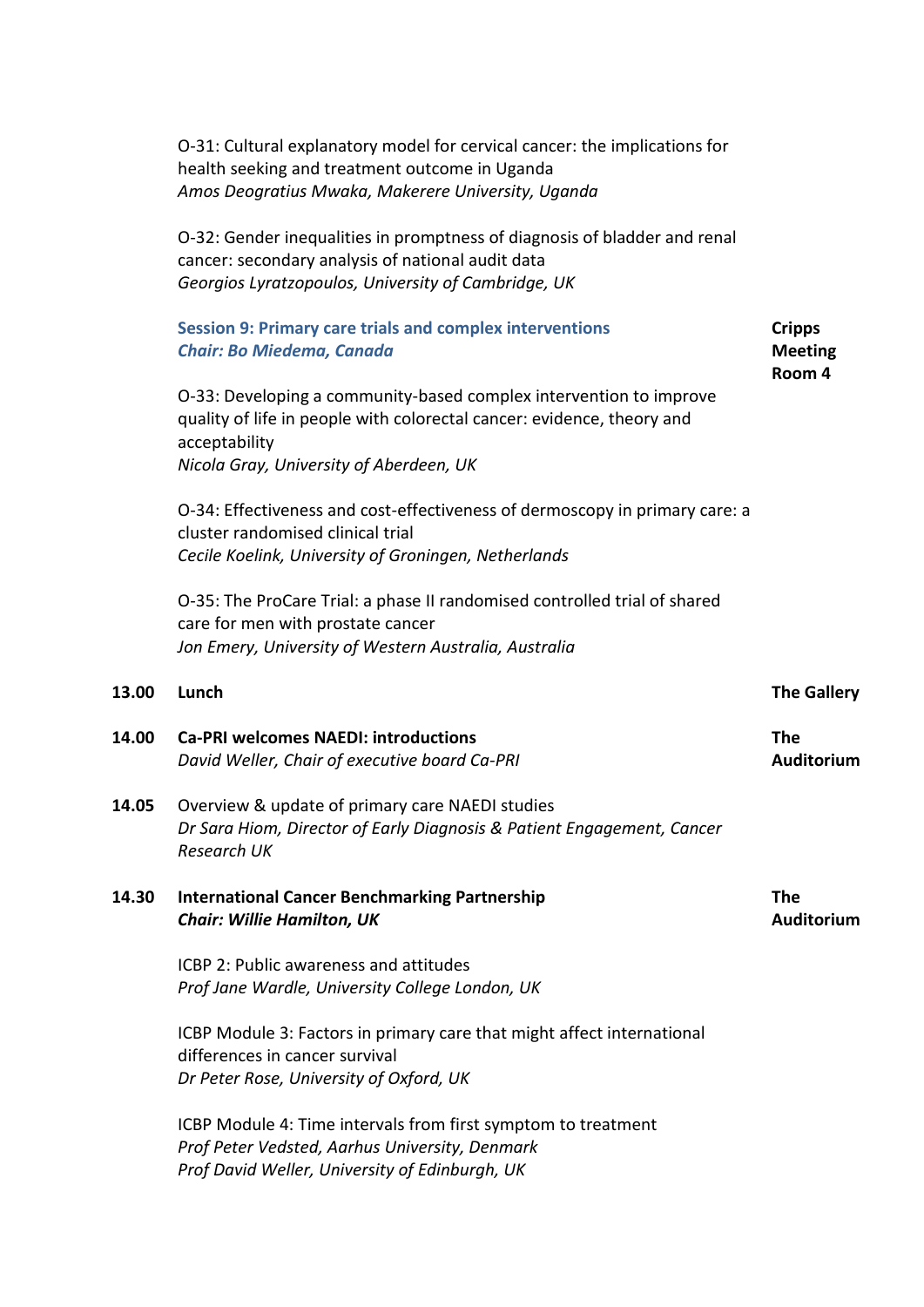O-31: Cultural explanatory model for cervical cancer: the implications for health seeking and treatment outcome in Uganda
*Amos Deogratius Mwaka, Makerere University, Uganda*

O-32: Gender inequalities in promptness of diagnosis of bladder and renal cancer: secondary analysis of national audit data
*Georgios Lyratzopoulos, University of Cambridge, UK*

**Session 9: Primary care trials and complex interventions** — **Cripps Meeting Room 4**
***Chair: Bo Miedema, Canada***

O-33: Developing a community-based complex intervention to improve quality of life in people with colorectal cancer: evidence, theory and acceptability
*Nicola Gray, University of Aberdeen, UK*

O-34: Effectiveness and cost-effectiveness of dermoscopy in primary care: a cluster randomised clinical trial
*Cecile Koelink, University of Groningen, Netherlands*

O-35: The ProCare Trial: a phase II randomised controlled trial of shared care for men with prostate cancer
*Jon Emery, University of Western Australia, Australia*

**13.00** **Lunch** — **The Gallery**

**14.00** **Ca-PRI welcomes NAEDI: introductions** — **The Auditorium**
*David Weller, Chair of executive board Ca-PRI*

**14.05** Overview & update of primary care NAEDI studies
*Dr Sara Hiom, Director of Early Diagnosis & Patient Engagement, Cancer Research UK*

**14.30** **International Cancer Benchmarking Partnership** — **The Auditorium**
***Chair: Willie Hamilton, UK***

ICBP 2: Public awareness and attitudes
*Prof Jane Wardle, University College London, UK*

ICBP Module 3: Factors in primary care that might affect international differences in cancer survival
*Dr Peter Rose, University of Oxford, UK*

ICBP Module 4: Time intervals from first symptom to treatment
*Prof Peter Vedsted, Aarhus University, Denmark*
*Prof David Weller, University of Edinburgh, UK*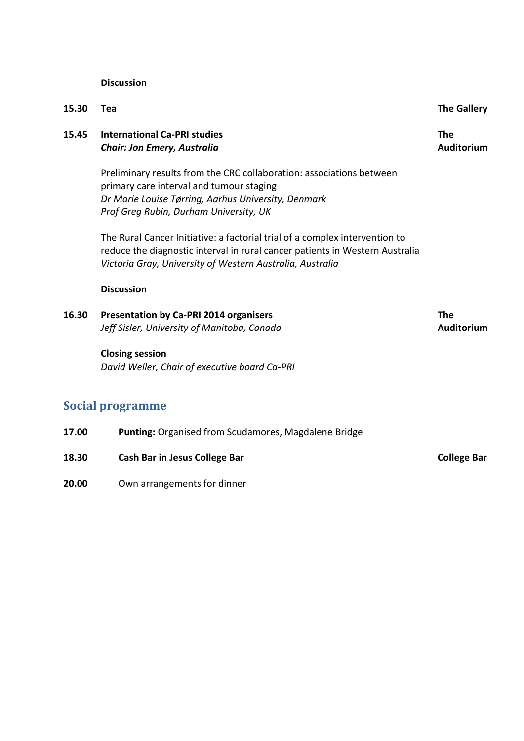**Discussion**

| | | |
|---|---|---|
| **15.30** | **Tea** | **The Gallery** |
| **15.45** | **International Ca-PRI studies**<br>***Chair: Jon Emery, Australia***<br><br>Preliminary results from the CRC collaboration: associations between primary care interval and tumour staging<br>*Dr Marie Louise Tørring, Aarhus University, Denmark*<br>*Prof Greg Rubin, Durham University, UK*<br><br>The Rural Cancer Initiative: a factorial trial of a complex intervention to reduce the diagnostic interval in rural cancer patients in Western Australia<br>*Victoria Gray, University of Western Australia, Australia*<br><br>**Discussion** | **The Auditorium** |
| **16.30** | **Presentation by Ca-PRI 2014 organisers**<br>*Jeff Sisler, University of Manitoba, Canada*<br><br>**Closing session**<br>*David Weller, Chair of executive board Ca-PRI* | **The Auditorium** |

## Social programme

| | | |
|---|---|---|
| **17.00** | **Punting:** Organised from Scudamores, Magdalene Bridge | |
| **18.30** | **Cash Bar in Jesus College Bar** | **College Bar** |
| **20.00** | Own arrangements for dinner | |